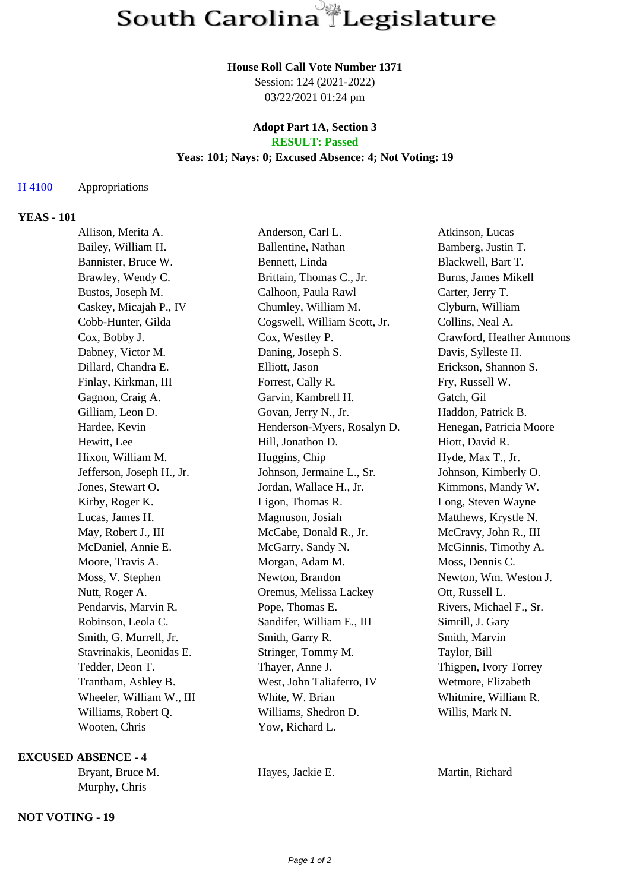# South Carolina Legislature

**House Roll Call Vote Number 1371**
Session: 124 (2021-2022)
03/22/2021 01:24 pm

**Adopt Part 1A, Section 3**
**RESULT: Passed**
**Yeas: 101; Nays: 0; Excused Absence: 4; Not Voting: 19**

H 4100 Appropriations

**YEAS - 101**

| | | |
|---|---|---|
| Allison, Merita A. | Anderson, Carl L. | Atkinson, Lucas |
| Bailey, William H. | Ballentine, Nathan | Bamberg, Justin T. |
| Bannister, Bruce W. | Bennett, Linda | Blackwell, Bart T. |
| Brawley, Wendy C. | Brittain, Thomas C., Jr. | Burns, James Mikell |
| Bustos, Joseph M. | Calhoon, Paula Rawl | Carter, Jerry T. |
| Caskey, Micajah P., IV | Chumley, William M. | Clyburn, William |
| Cobb-Hunter, Gilda | Cogswell, William Scott, Jr. | Collins, Neal A. |
| Cox, Bobby J. | Cox, Westley P. | Crawford, Heather Ammons |
| Dabney, Victor M. | Daning, Joseph S. | Davis, Sylleste H. |
| Dillard, Chandra E. | Elliott, Jason | Erickson, Shannon S. |
| Finlay, Kirkman, III | Forrest, Cally R. | Fry, Russell W. |
| Gagnon, Craig A. | Garvin, Kambrell H. | Gatch, Gil |
| Gilliam, Leon D. | Govan, Jerry N., Jr. | Haddon, Patrick B. |
| Hardee, Kevin | Henderson-Myers, Rosalyn D. | Henegan, Patricia Moore |
| Hewitt, Lee | Hill, Jonathon D. | Hiott, David R. |
| Hixon, William M. | Huggins, Chip | Hyde, Max T., Jr. |
| Jefferson, Joseph H., Jr. | Johnson, Jermaine L., Sr. | Johnson, Kimberly O. |
| Jones, Stewart O. | Jordan, Wallace H., Jr. | Kimmons, Mandy W. |
| Kirby, Roger K. | Ligon, Thomas R. | Long, Steven Wayne |
| Lucas, James H. | Magnuson, Josiah | Matthews, Krystle N. |
| May, Robert J., III | McCabe, Donald R., Jr. | McCravy, John R., III |
| McDaniel, Annie E. | McGarry, Sandy N. | McGinnis, Timothy A. |
| Moore, Travis A. | Morgan, Adam M. | Moss, Dennis C. |
| Moss, V. Stephen | Newton, Brandon | Newton, Wm. Weston J. |
| Nutt, Roger A. | Oremus, Melissa Lackey | Ott, Russell L. |
| Pendarvis, Marvin R. | Pope, Thomas E. | Rivers, Michael F., Sr. |
| Robinson, Leola C. | Sandifer, William E., III | Simrill, J. Gary |
| Smith, G. Murrell, Jr. | Smith, Garry R. | Smith, Marvin |
| Stavrinakis, Leonidas E. | Stringer, Tommy M. | Taylor, Bill |
| Tedder, Deon T. | Thayer, Anne J. | Thigpen, Ivory Torrey |
| Trantham, Ashley B. | West, John Taliaferro, IV | Wetmore, Elizabeth |
| Wheeler, William W., III | White, W. Brian | Whitmire, William R. |
| Williams, Robert Q. | Williams, Shedron D. | Willis, Mark N. |
| Wooten, Chris | Yow, Richard L. | |

**EXCUSED ABSENCE - 4**

| | | |
|---|---|---|
| Bryant, Bruce M. | Hayes, Jackie E. | Martin, Richard |
| Murphy, Chris | | |

**NOT VOTING - 19**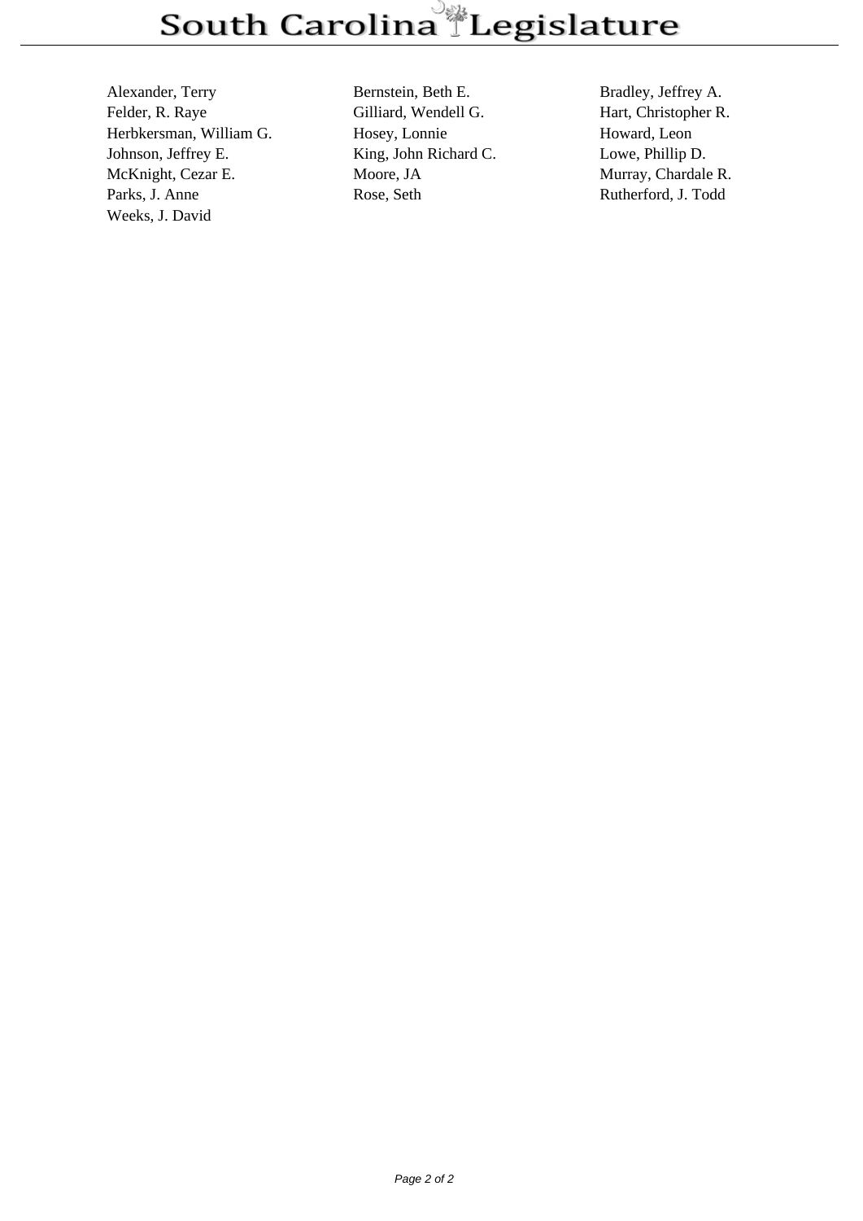Alexander, Terry
Bernstein, Beth E.
Bradley, Jeffrey A.
Felder, R. Raye
Gilliard, Wendell G.
Hart, Christopher R.
Herbkersman, William G.
Hosey, Lonnie
Howard, Leon
Johnson, Jeffrey E.
King, John Richard C.
Lowe, Phillip D.
McKnight, Cezar E.
Moore, JA
Murray, Chardale R.
Parks, J. Anne
Rose, Seth
Rutherford, J. Todd
Weeks, J. David